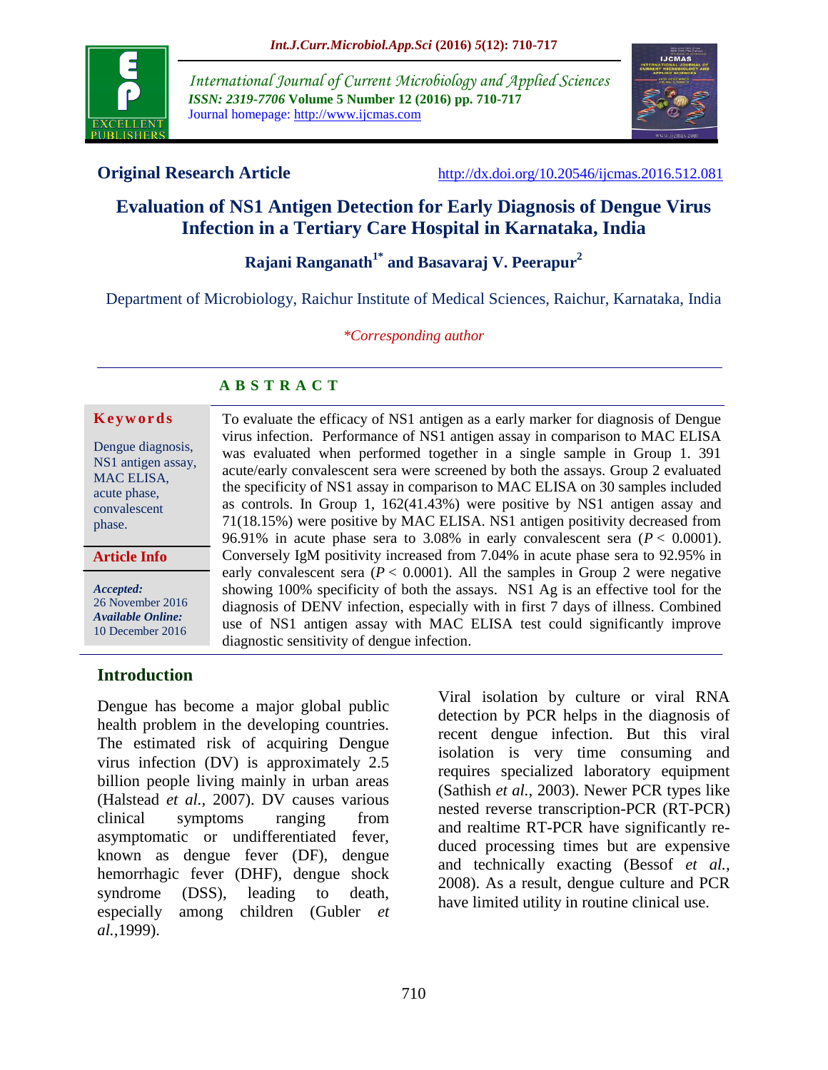**Original Research Article**

http://dx.doi.org/10.20546/ijcmas.2016.512.081

# Evaluation of NS1 Antigen Detection for Early Diagnosis of Dengue Virus Infection in a Tertiary Care Hospital in Karnataka, India

**Rajani Ranganath[1*] and Basavaraj V. Peerapur[2]**

Department of Microbiology, Raichur Institute of Medical Sciences, Raichur, Karnataka, India

*\*Corresponding author*

## ABSTRACT

**Keywords**

Dengue diagnosis, NS1 antigen assay, MAC ELISA, acute phase, convalescent phase.

**Article Info**

*Accepted:* 26 November 2016
*Available Online:* 10 December 2016

To evaluate the efficacy of NS1 antigen as a early marker for diagnosis of Dengue virus infection. Performance of NS1 antigen assay in comparison to MAC ELISA was evaluated when performed together in a single sample in Group 1. 391 acute/early convalescent sera were screened by both the assays. Group 2 evaluated the specificity of NS1 assay in comparison to MAC ELISA on 30 samples included as controls. In Group 1, 162(41.43%) were positive by NS1 antigen assay and 71(18.15%) were positive by MAC ELISA. NS1 antigen positivity decreased from 96.91% in acute phase sera to 3.08% in early convalescent sera ($P < 0.0001$). Conversely IgM positivity increased from 7.04% in acute phase sera to 92.95% in early convalescent sera ($P < 0.0001$). All the samples in Group 2 were negative showing 100% specificity of both the assays. NS1 Ag is an effective tool for the diagnosis of DENV infection, especially with in first 7 days of illness. Combined use of NS1 antigen assay with MAC ELISA test could significantly improve diagnostic sensitivity of dengue infection.

## Introduction

Dengue has become a major global public health problem in the developing countries. The estimated risk of acquiring Dengue virus infection (DV) is approximately 2.5 billion people living mainly in urban areas (Halstead *et al.,* 2007). DV causes various clinical symptoms ranging from asymptomatic or undifferentiated fever, known as dengue fever (DF), dengue hemorrhagic fever (DHF), dengue shock syndrome (DSS), leading to death, especially among children (Gubler *et al.,*1999).

Viral isolation by culture or viral RNA detection by PCR helps in the diagnosis of recent dengue infection. But this viral isolation is very time consuming and requires specialized laboratory equipment (Sathish *et al.,* 2003). Newer PCR types like nested reverse transcription-PCR (RT-PCR) and realtime RT-PCR have significantly reduced processing times but are expensive and technically exacting (Bessof *et al.,* 2008). As a result, dengue culture and PCR have limited utility in routine clinical use.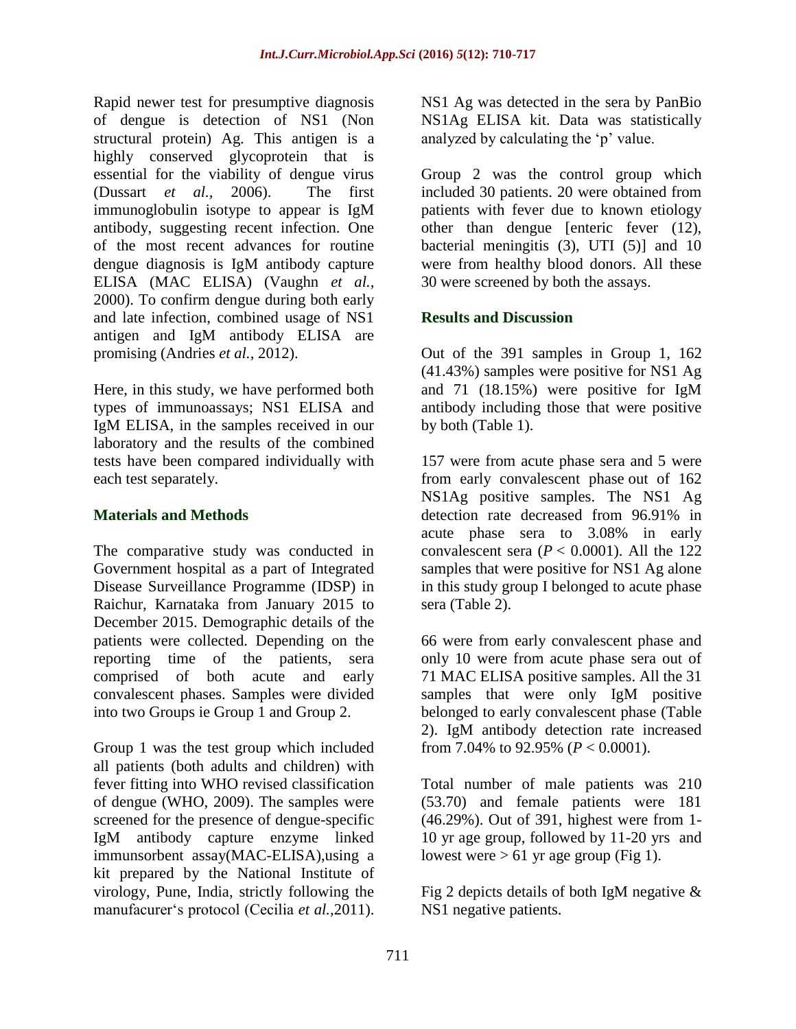Rapid newer test for presumptive diagnosis of dengue is detection of NS1 (Non structural protein) Ag. This antigen is a highly conserved glycoprotein that is essential for the viability of dengue virus (Dussart *et al.,* 2006). The first immunoglobulin isotype to appear is IgM antibody, suggesting recent infection. One of the most recent advances for routine dengue diagnosis is IgM antibody capture ELISA (MAC ELISA) (Vaughn *et al.,* 2000). To confirm dengue during both early and late infection, combined usage of NS1 antigen and IgM antibody ELISA are promising (Andries *et al.,* 2012).

Here, in this study, we have performed both types of immunoassays; NS1 ELISA and IgM ELISA, in the samples received in our laboratory and the results of the combined tests have been compared individually with each test separately.

## Materials and Methods

The comparative study was conducted in Government hospital as a part of Integrated Disease Surveillance Programme (IDSP) in Raichur, Karnataka from January 2015 to December 2015. Demographic details of the patients were collected. Depending on the reporting time of the patients, sera comprised of both acute and early convalescent phases. Samples were divided into two Groups ie Group 1 and Group 2.

Group 1 was the test group which included all patients (both adults and children) with fever fitting into WHO revised classification of dengue (WHO, 2009). The samples were screened for the presence of dengue-specific IgM antibody capture enzyme linked immunsorbent assay(MAC-ELISA),using a kit prepared by the National Institute of virology, Pune, India, strictly following the manufacurer's protocol (Cecilia *et al.,*2011). NS1 Ag was detected in the sera by PanBio NS1Ag ELISA kit. Data was statistically analyzed by calculating the 'p' value.

Group 2 was the control group which included 30 patients. 20 were obtained from patients with fever due to known etiology other than dengue [enteric fever (12), bacterial meningitis (3), UTI (5)] and 10 were from healthy blood donors. All these 30 were screened by both the assays.

## Results and Discussion

Out of the 391 samples in Group 1, 162 (41.43%) samples were positive for NS1 Ag and 71 (18.15%) were positive for IgM antibody including those that were positive by both (Table 1).

157 were from acute phase sera and 5 were from early convalescent phase out of 162 NS1Ag positive samples. The NS1 Ag detection rate decreased from 96.91% in acute phase sera to 3.08% in early convalescent sera ($P < 0.0001$). All the 122 samples that were positive for NS1 Ag alone in this study group I belonged to acute phase sera (Table 2).

66 were from early convalescent phase and only 10 were from acute phase sera out of 71 MAC ELISA positive samples. All the 31 samples that were only IgM positive belonged to early convalescent phase (Table 2). IgM antibody detection rate increased from 7.04% to 92.95% ($P < 0.0001$).

Total number of male patients was 210 (53.70) and female patients were 181 (46.29%). Out of 391, highest were from 1-10 yr age group, followed by 11-20 yrs and lowest were > 61 yr age group (Fig 1).

Fig 2 depicts details of both IgM negative & NS1 negative patients.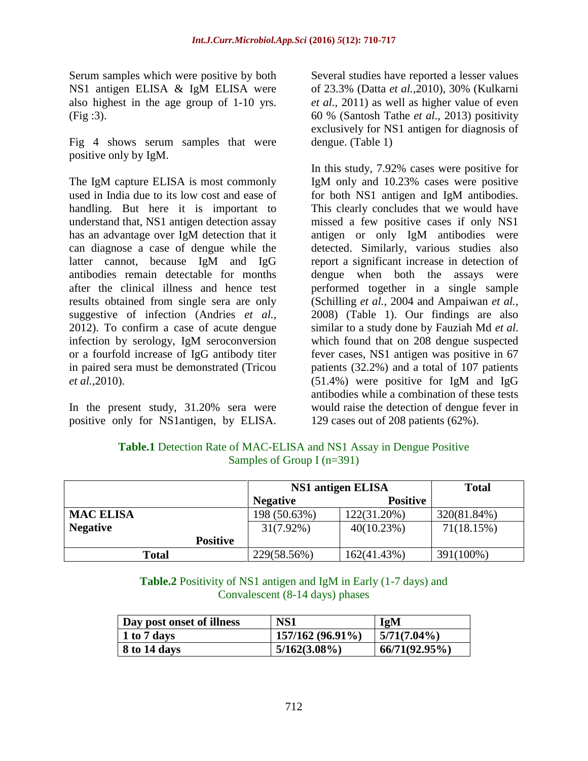Serum samples which were positive by both NS1 antigen ELISA & IgM ELISA were also highest in the age group of 1-10 yrs. (Fig :3).

Fig 4 shows serum samples that were positive only by IgM.

The IgM capture ELISA is most commonly used in India due to its low cost and ease of handling. But here it is important to understand that, NS1 antigen detection assay has an advantage over IgM detection that it can diagnose a case of dengue while the latter cannot, because IgM and IgG antibodies remain detectable for months after the clinical illness and hence test results obtained from single sera are only suggestive of infection (Andries *et al.*, 2012). To confirm a case of acute dengue infection by serology, IgM seroconversion or a fourfold increase of IgG antibody titer in paired sera must be demonstrated (Tricou *et al.*,2010).

In the present study, 31.20% sera were positive only for NS1antigen, by ELISA. Several studies have reported a lesser values of 23.3% (Datta *et al.*,2010), 30% (Kulkarni *et al.*, 2011) as well as higher value of even 60 % (Santosh Tathe *et al.*, 2013) positivity exclusively for NS1 antigen for diagnosis of dengue. (Table 1)

In this study, 7.92% cases were positive for IgM only and 10.23% cases were positive for both NS1 antigen and IgM antibodies. This clearly concludes that we would have missed a few positive cases if only NS1 antigen or only IgM antibodies were detected. Similarly, various studies also report a significant increase in detection of dengue when both the assays were performed together in a single sample (Schilling *et al.*, 2004 and Ampaiwan *et al.*, 2008) (Table 1). Our findings are also similar to a study done by Fauziah Md *et al*. which found that on 208 dengue suspected fever cases, NS1 antigen was positive in 67 patients (32.2%) and a total of 107 patients (51.4%) were positive for IgM and IgG antibodies while a combination of these tests would raise the detection of dengue fever in 129 cases out of 208 patients (62%).

**Table.1** Detection Rate of MAC-ELISA and NS1 Assay in Dengue Positive Samples of Group I (n=391)

| | NS1 antigen ELISA | | Total |
|---|---|---|---|
| | **Negative** | **Positive** | |
| **MAC ELISA Negative** | 198 (50.63%) | 122(31.20%) | 320(81.84%) |
| **Positive** | 31(7.92%) | 40(10.23%) | 71(18.15%) |
| **Total** | 229(58.56%) | 162(41.43%) | 391(100%) |

**Table.2** Positivity of NS1 antigen and IgM in Early (1-7 days) and Convalescent (8-14 days) phases

| Day post onset of illness | NS1 | IgM |
|---|---|---|
| **1 to 7 days** | **157/162 (96.91%)** | **5/71(7.04%)** |
| **8 to 14 days** | **5/162(3.08%)** | **66/71(92.95%)** |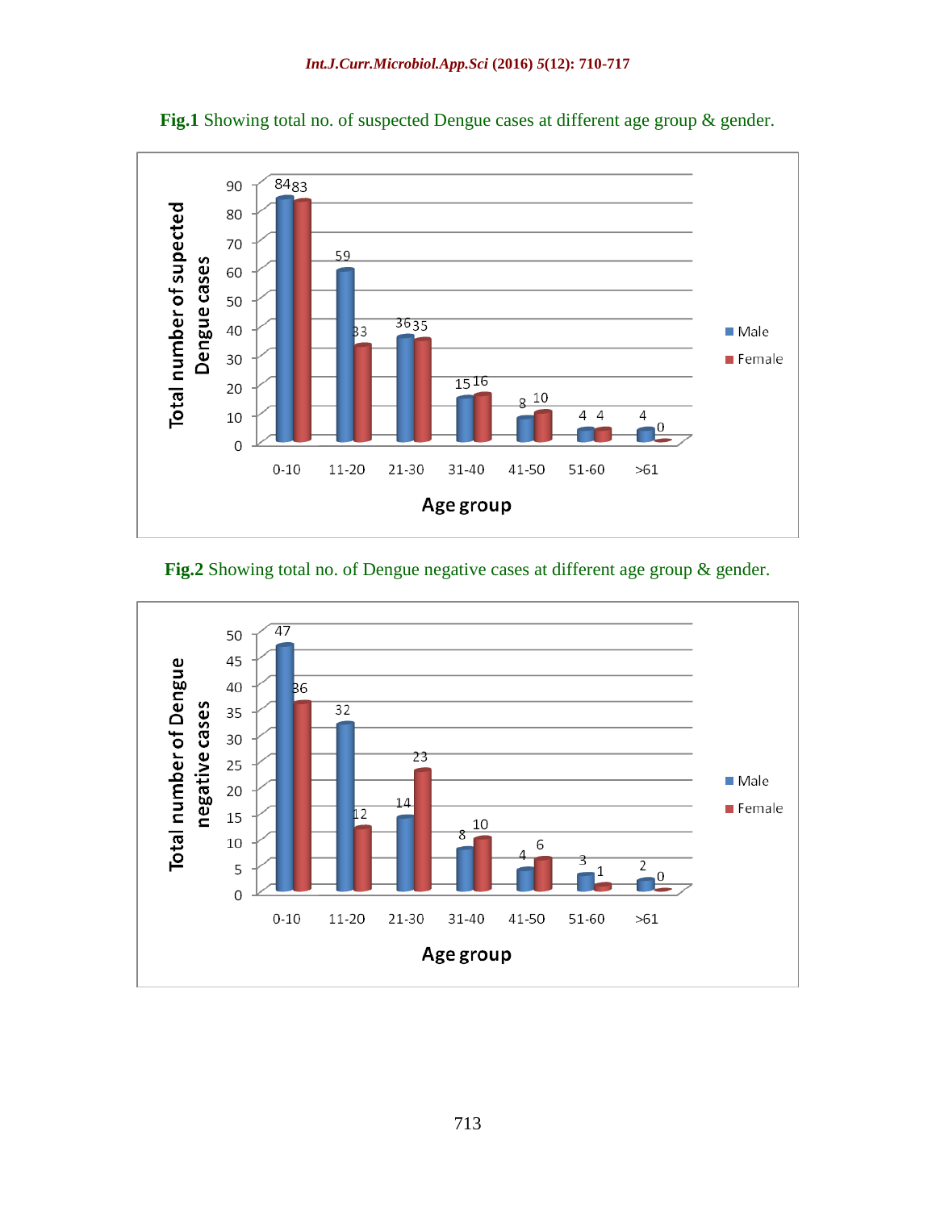**Fig.1** Showing total no. of suspected Dengue cases at different age group & gender.

| Age group | Male | Female |
|---|---|---|
| 0-10 | 84 | 83 |
| 11-20 | 59 | 33 |
| 21-30 | 36 | 35 |
| 31-40 | 15 | 16 |
| 41-50 | 8 | 10 |
| 51-60 | 4 | 4 |
| >61 | 4 | 0 |

**Fig.2** Showing total no. of Dengue negative cases at different age group & gender.

| Age group | Male | Female |
|---|---|---|
| 0-10 | 47 | 36 |
| 11-20 | 32 | 12 |
| 21-30 | 14 | 23 |
| 31-40 | 8 | 10 |
| 41-50 | 4 | 6 |
| 51-60 | 3 | 1 |
| >61 | 2 | 0 |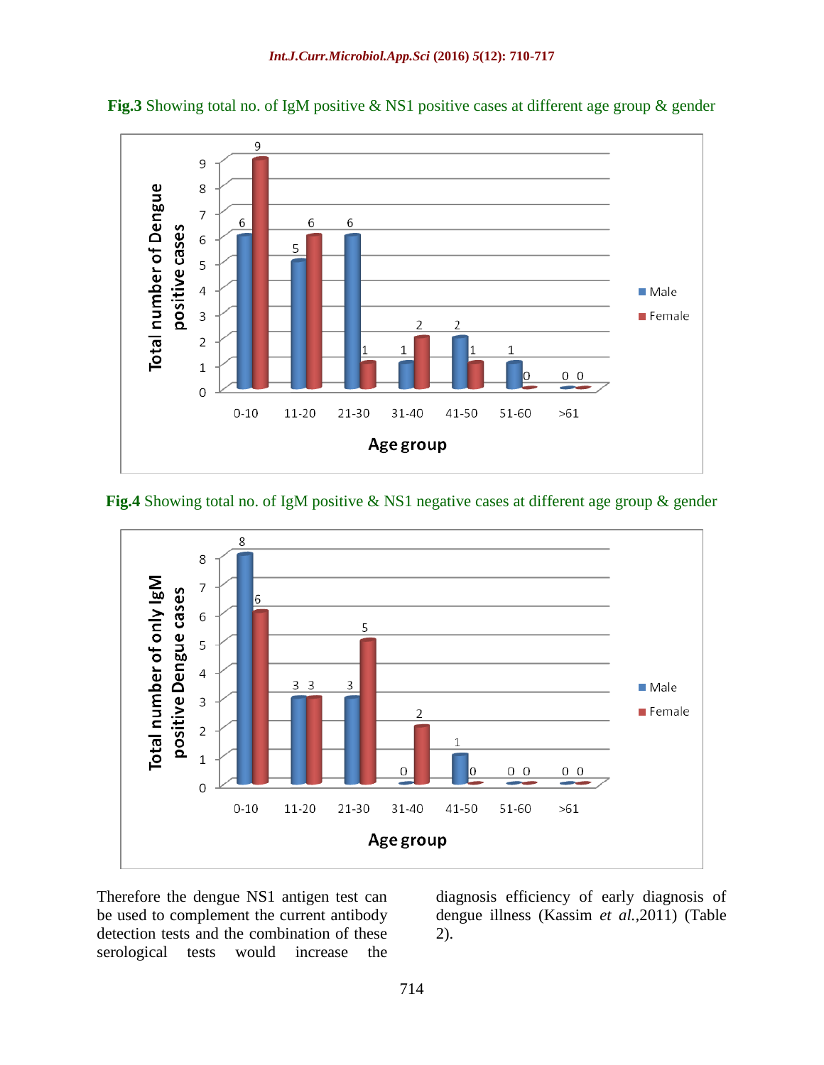**Fig.3** Showing total no. of IgM positive & NS1 positive cases at different age group & gender

**Fig.4** Showing total no. of IgM positive & NS1 negative cases at different age group & gender

Therefore the dengue NS1 antigen test can be used to complement the current antibody detection tests and the combination of these serological tests would increase the diagnosis efficiency of early diagnosis of dengue illness (Kassim *et al.*,2011) (Table 2).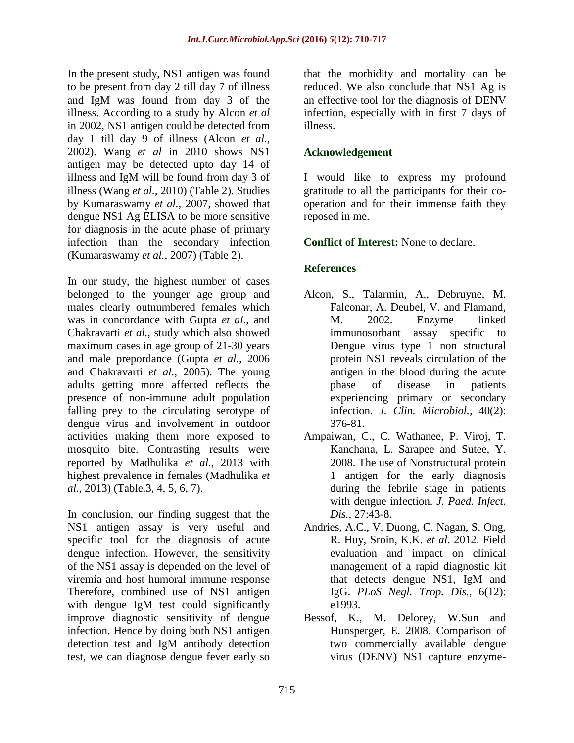In the present study, NS1 antigen was found to be present from day 2 till day 7 of illness and IgM was found from day 3 of the illness. According to a study by Alcon *et al* in 2002, NS1 antigen could be detected from day 1 till day 9 of illness (Alcon *et al.*, 2002). Wang *et al* in 2010 shows NS1 antigen may be detected upto day 14 of illness and IgM will be found from day 3 of illness (Wang *et al.*, 2010) (Table 2). Studies by Kumaraswamy *et al.*, 2007, showed that dengue NS1 Ag ELISA to be more sensitive for diagnosis in the acute phase of primary infection than the secondary infection (Kumaraswamy *et al.*, 2007) (Table 2).

In our study, the highest number of cases belonged to the younger age group and males clearly outnumbered females which was in concordance with Gupta *et al*., and Chakravarti *et al.*, study which also showed maximum cases in age group of 21-30 years and male prepordance (Gupta *et al.,* 2006 and Chakravarti *et al.,* 2005). The young adults getting more affected reflects the presence of non-immune adult population falling prey to the circulating serotype of dengue virus and involvement in outdoor activities making them more exposed to mosquito bite. Contrasting results were reported by Madhulika *et al*., 2013 with highest prevalence in females (Madhulika *et al.*, 2013) (Table.3, 4, 5, 6, 7).

In conclusion, our finding suggest that the NS1 antigen assay is very useful and specific tool for the diagnosis of acute dengue infection. However, the sensitivity of the NS1 assay is depended on the level of viremia and host humoral immune response Therefore, combined use of NS1 antigen with dengue IgM test could significantly improve diagnostic sensitivity of dengue infection. Hence by doing both NS1 antigen detection test and IgM antibody detection test, we can diagnose dengue fever early so that the morbidity and mortality can be reduced. We also conclude that NS1 Ag is an effective tool for the diagnosis of DENV infection, especially with in first 7 days of illness.

## Acknowledgement

I would like to express my profound gratitude to all the participants for their co-operation and for their immense faith they reposed in me.

**Conflict of Interest:** None to declare.

## References

Alcon, S., Talarmin, A., Debruyne, M. Falconar, A. Deubel, V. and Flamand, M. 2002. Enzyme linked immunosorbant assay specific to Dengue virus type 1 non structural protein NS1 reveals circulation of the antigen in the blood during the acute phase of disease in patients experiencing primary or secondary infection. *J. Clin. Microbiol.,* 40(2): 376-81.

Ampaiwan, C., C. Wathanee, P. Viroj, T. Kanchana, L. Sarapee and Sutee, Y. 2008. The use of Nonstructural protein 1 antigen for the early diagnosis during the febrile stage in patients with dengue infection. *J. Paed. Infect. Dis.,* 27:43-8.

Andries, A.C., V. Duong, C. Nagan, S. Ong, R. Huy, Sroin, K.K. *et al*. 2012. Field evaluation and impact on clinical management of a rapid diagnostic kit that detects dengue NS1, IgM and IgG. *PLoS Negl. Trop. Dis.,* 6(12): e1993.

Bessof, K., M. Delorey, W.Sun and Hunsperger, E. 2008. Comparison of two commercially available dengue virus (DENV) NS1 capture enzyme-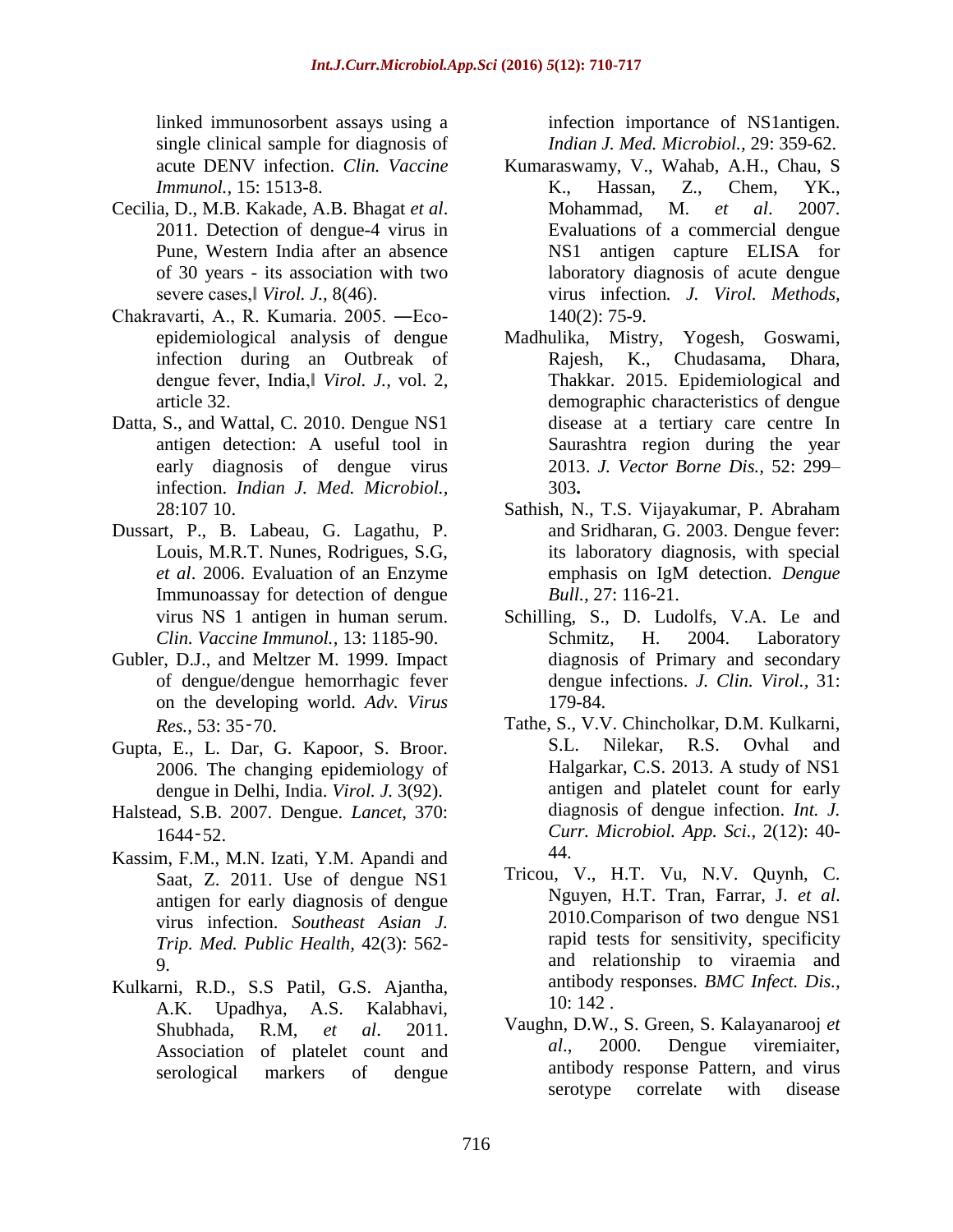linked immunosorbent assays using a single clinical sample for diagnosis of acute DENV infection. *Clin. Vaccine Immunol.,* 15: 1513-8.

Cecilia, D., M.B. Kakade, A.B. Bhagat *et al*. 2011. Detection of dengue-4 virus in Pune, Western India after an absence of 30 years - its association with two severe cases,‖ *Virol. J.,* 8(46).

Chakravarti, A., R. Kumaria. 2005. ―Eco-epidemiological analysis of dengue infection during an Outbreak of dengue fever, India,‖ *Virol. J.,* vol. 2, article 32.

Datta, S., and Wattal, C. 2010. Dengue NS1 antigen detection: A useful tool in early diagnosis of dengue virus infection. *Indian J. Med. Microbiol.,* 28:107 10.

Dussart, P., B. Labeau, G. Lagathu, P. Louis, M.R.T. Nunes, Rodrigues, S.G, *et al*. 2006. Evaluation of an Enzyme Immunoassay for detection of dengue virus NS 1 antigen in human serum. *Clin. Vaccine Immunol.,* 13: 1185-90.

Gubler, D.J., and Meltzer M. 1999. Impact of dengue/dengue hemorrhagic fever on the developing world. *Adv. Virus Res.,* 53: 35‑70.

Gupta, E., L. Dar, G. Kapoor, S. Broor. 2006. The changing epidemiology of dengue in Delhi, India. *Virol. J.* 3(92).

Halstead, S.B. 2007. Dengue. *Lancet,* 370: 1644‑52.

Kassim, F.M., M.N. Izati, Y.M. Apandi and Saat, Z. 2011. Use of dengue NS1 antigen for early diagnosis of dengue virus infection. *Southeast Asian J. Trip. Med. Public Health,* 42(3): 562-9.

Kulkarni, R.D., S.S Patil, G.S. Ajantha, A.K. Upadhya, A.S. Kalabhavi, Shubhada, R.M, *et al*. 2011. Association of platelet count and serological markers of dengue infection importance of NS1antigen. *Indian J. Med. Microbiol.,* 29: 359-62.

Kumaraswamy, V., Wahab, A.H., Chau, S K., Hassan, Z., Chem, YK., Mohammad, M. *et al*. 2007. Evaluations of a commercial dengue NS1 antigen capture ELISA for laboratory diagnosis of acute dengue virus infection*. J. Virol. Methods,* 140(2): 75-9.

Madhulika, Mistry, Yogesh, Goswami, Rajesh, K., Chudasama, Dhara, Thakkar. 2015. Epidemiological and demographic characteristics of dengue disease at a tertiary care centre In Saurashtra region during the year 2013. *J. Vector Borne Dis.,* 52: 299–303**.**

Sathish, N., T.S. Vijayakumar, P. Abraham and Sridharan, G. 2003. Dengue fever: its laboratory diagnosis, with special emphasis on IgM detection. *Dengue Bull.,* 27: 116-21.

Schilling, S., D. Ludolfs, V.A. Le and Schmitz, H. 2004. Laboratory diagnosis of Primary and secondary dengue infections. *J. Clin. Virol.,* 31: 179-84.

Tathe, S., V.V. Chincholkar, D.M. Kulkarni, S.L. Nilekar, R.S. Ovhal and Halgarkar, C.S. 2013. A study of NS1 antigen and platelet count for early diagnosis of dengue infection. *Int. J. Curr. Microbiol. App. Sci.,* 2(12): 40-44.

Tricou, V., H.T. Vu, N.V. Quynh, C. Nguyen, H.T. Tran, Farrar, J. *et al*. 2010.Comparison of two dengue NS1 rapid tests for sensitivity, specificity and relationship to viraemia and antibody responses. *BMC Infect. Dis.,* 10: 142 .

Vaughn, D.W., S. Green, S. Kalayanarooj *et al*., 2000. Dengue viremiaiter, antibody response Pattern, and virus serotype correlate with disease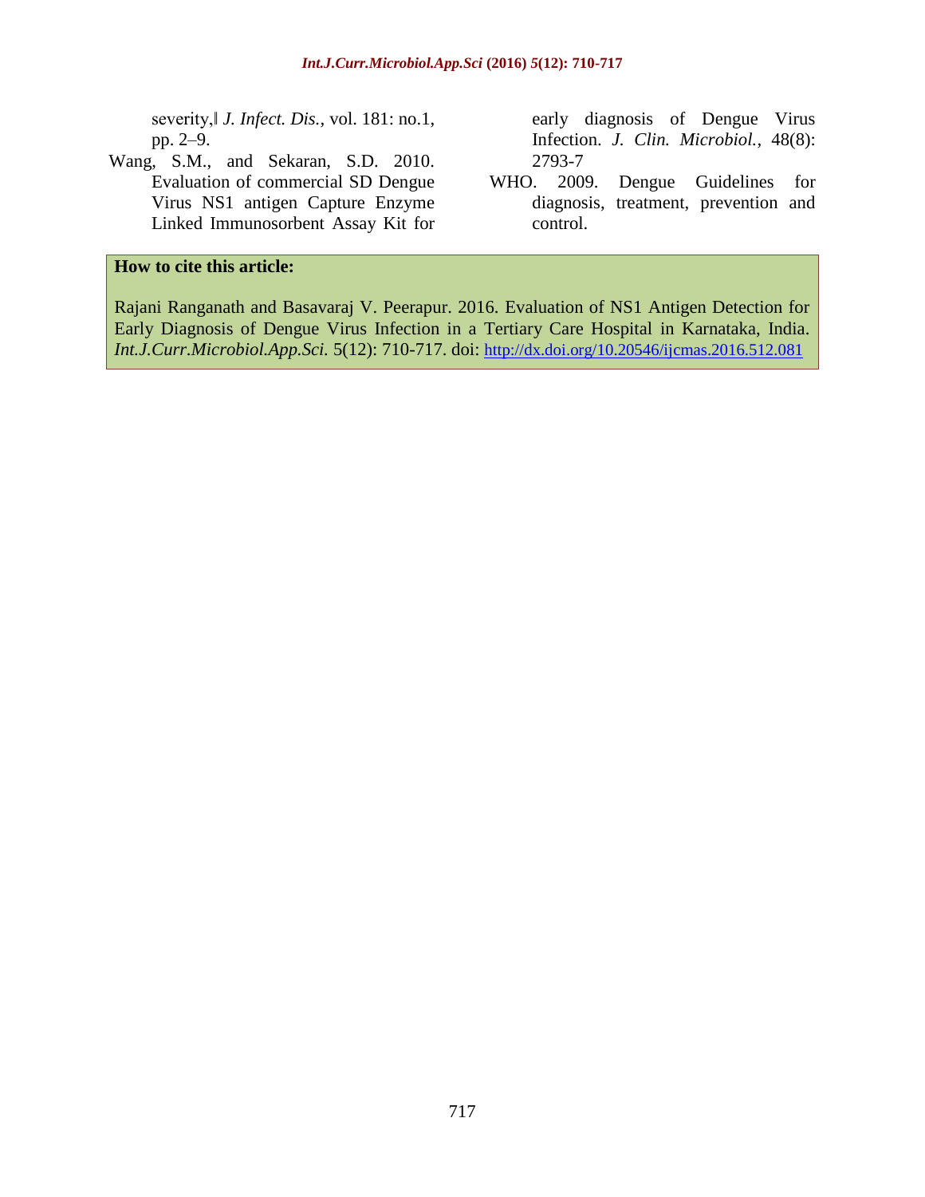severity,‖ *J. Infect. Dis.*, vol. 181: no.1, pp. 2–9.

Wang, S.M., and Sekaran, S.D. 2010. Evaluation of commercial SD Dengue Virus NS1 antigen Capture Enzyme Linked Immunosorbent Assay Kit for early diagnosis of Dengue Virus Infection. *J. Clin. Microbiol.*, 48(8): 2793-7

WHO. 2009. Dengue Guidelines for diagnosis, treatment, prevention and control.

**How to cite this article:**

Rajani Ranganath and Basavaraj V. Peerapur. 2016. Evaluation of NS1 Antigen Detection for Early Diagnosis of Dengue Virus Infection in a Tertiary Care Hospital in Karnataka, India. *Int.J.Curr.Microbiol.App.Sci.* 5(12): 710-717. doi: http://dx.doi.org/10.20546/ijcmas.2016.512.081